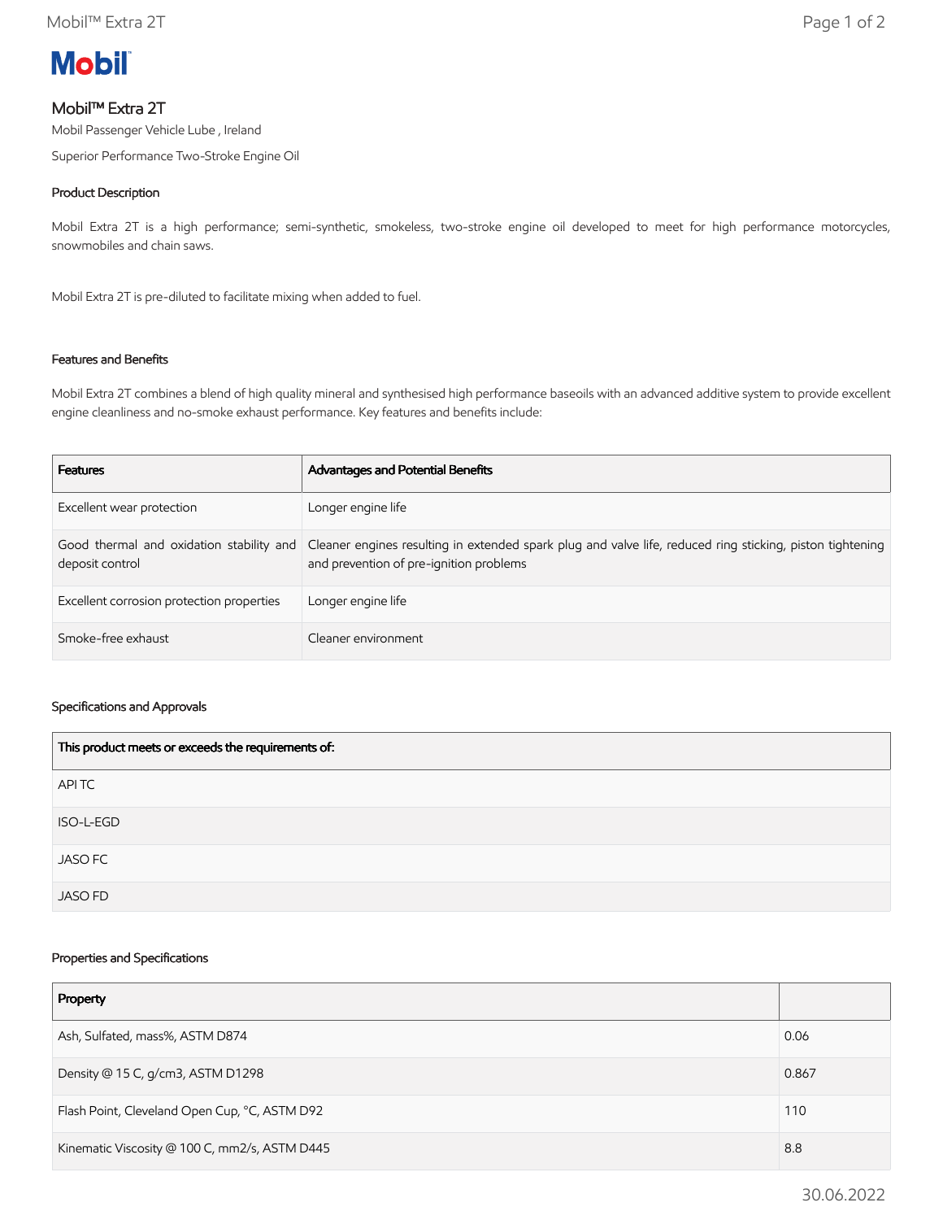# Mobil™ Extra 2T

Mobil Passenger Vehicle Lube , Ireland

Superior Performance Two-Stroke Engine Oil

## Product Description

Mobil Extra 2T is a high performance; semi-synthetic, smokeless, two-stroke engine oil developed to meet for high performance motorcycles, snowmobiles and chain saws.

Mobil Extra 2T is pre-diluted to facilitate mixing when added to fuel.

## Features and Benefits

Mobil Extra 2T combines a blend of high quality mineral and synthesised high performance baseoils with an advanced additive system to provide excellent engine cleanliness and no-smoke exhaust performance. Key features and benefits include:

| Features | Advantages and Potential Benefits |
| --- | --- |
| Excellent wear protection | Longer engine life |
| Good thermal and oxidation stability and deposit control | Cleaner engines resulting in extended spark plug and valve life, reduced ring sticking, piston tightening and prevention of pre-ignition problems |
| Excellent corrosion protection properties | Longer engine life |
| Smoke-free exhaust | Cleaner environment |

## Specifications and Approvals

| This product meets or exceeds the requirements of: |
| --- |
| API TC |
| ISO-L-EGD |
| JASO FC |
| JASO FD |

## Properties and Specifications

| Property | |
| --- | --- |
| Ash, Sulfated, mass%, ASTM D874 | 0.06 |
| Density @ 15 C, g/cm3, ASTM D1298 | 0.867 |
| Flash Point, Cleveland Open Cup, °C, ASTM D92 | 110 |
| Kinematic Viscosity @ 100 C, mm2/s, ASTM D445 | 8.8 |

30.06.2022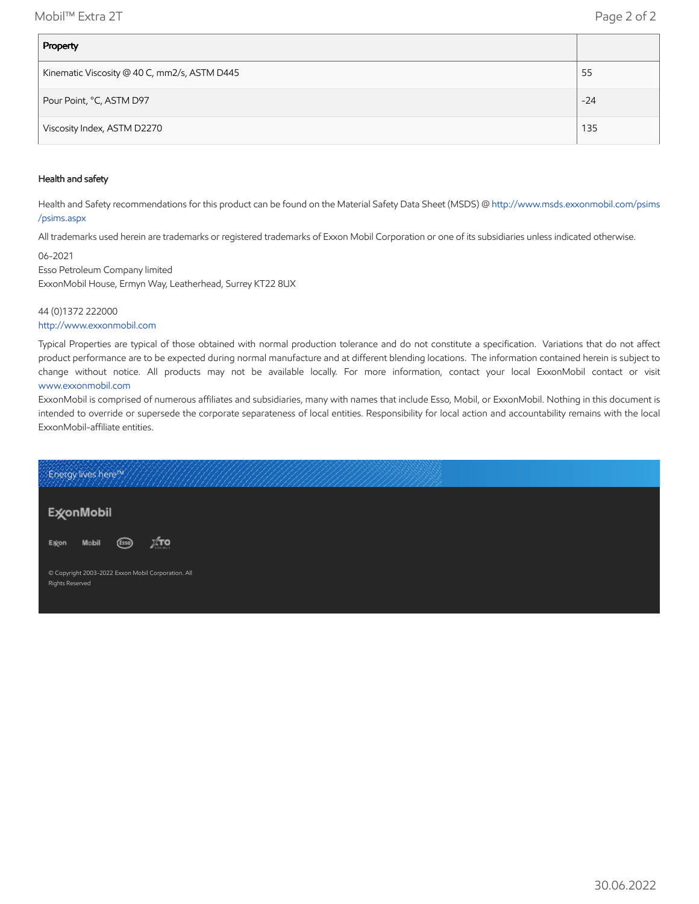| Property | |
|---|---|
| Kinematic Viscosity @ 40 C, mm2/s, ASTM D445 | 55 |
| Pour Point, °C, ASTM D97 | -24 |
| Viscosity Index, ASTM D2270 | 135 |

#### Health and safety

Health and Safety recommendations for this product can be found on the Material Safety Data Sheet (MSDS) @ http://www.msds.exxonmobil.com/psims/psims.aspx

All trademarks used herein are trademarks or registered trademarks of Exxon Mobil Corporation or one of its subsidiaries unless indicated otherwise.

06-2021
Esso Petroleum Company limited
ExxonMobil House, Ermyn Way, Leatherhead, Surrey KT22 8UX

44 (0)1372 222000
http://www.exxonmobil.com

Typical Properties are typical of those obtained with normal production tolerance and do not constitute a specification. Variations that do not affect product performance are to be expected during normal manufacture and at different blending locations. The information contained herein is subject to change without notice. All products may not be available locally. For more information, contact your local ExxonMobil contact or visit www.exxonmobil.com

ExxonMobil is comprised of numerous affiliates and subsidiaries, many with names that include Esso, Mobil, or ExxonMobil. Nothing in this document is intended to override or supersede the corporate separateness of local entities. Responsibility for local action and accountability remains with the local ExxonMobil-affiliate entities.

Energy lives here™

ExxonMobil

Exxon Mobil Esso XTO

© Copyright 2003-2022 Exxon Mobil Corporation. All Rights Reserved